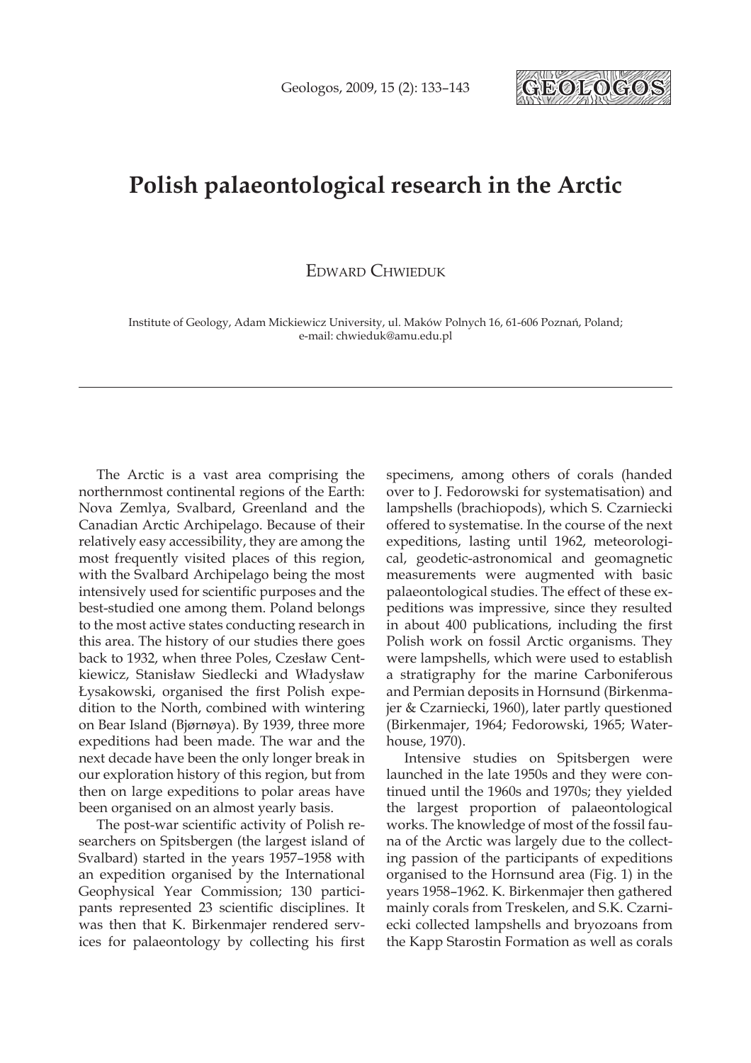# Polish palaeontological research in the Arctic

Edward Chwieduk

Institute of Geology, Adam Mickiewicz University, ul. Maków Polnych 16, 61-606 Poznań, Poland; e-mail: chwieduk@amu.edu.pl

The Arctic is a vast area comprising the northernmost continental regions of the Earth: Nova Zemlya, Svalbard, Greenland and the Canadian Arctic Archipelago. Because of their relatively easy accessibility, they are among the most frequently visited places of this region, with the Svalbard Archipelago being the most intensively used for scientific purposes and the best-studied one among them. Poland belongs to the most active states conducting research in this area. The history of our studies there goes back to 1932, when three Poles, Czesław Centkiewicz, Stanisław Siedlecki and Władysław Łysakowski, organised the first Polish expedition to the North, combined with wintering on Bear Island (Bjørnøya). By 1939, three more expeditions had been made. The war and the next decade have been the only longer break in our exploration history of this region, but from then on large expeditions to polar areas have been organised on an almost yearly basis.

The post-war scientific activity of Polish researchers on Spitsbergen (the largest island of Svalbard) started in the years 1957–1958 with an expedition organised by the International Geophysical Year Commission; 130 participants represented 23 scientific disciplines. It was then that K. Birkenmajer rendered services for palaeontology by collecting his first specimens, among others of corals (handed over to J. Fedorowski for systematisation) and lampshells (brachiopods), which S. Czarniecki offered to systematise. In the course of the next expeditions, lasting until 1962, meteorological, geodetic-astronomical and geomagnetic measurements were augmented with basic palaeontological studies. The effect of these expeditions was impressive, since they resulted in about 400 publications, including the first Polish work on fossil Arctic organisms. They were lampshells, which were used to establish a stratigraphy for the marine Carboniferous and Permian deposits in Hornsund (Birkenmajer & Czarniecki, 1960), later partly questioned (Birkenmajer, 1964; Fedorowski, 1965; Waterhouse, 1970).

Intensive studies on Spitsbergen were launched in the late 1950s and they were continued until the 1960s and 1970s; they yielded the largest proportion of palaeontological works. The knowledge of most of the fossil fauna of the Arctic was largely due to the collecting passion of the participants of expeditions organised to the Hornsund area (Fig. 1) in the years 1958–1962. K. Birkenmajer then gathered mainly corals from Treskelen, and S.K. Czarniecki collected lampshells and bryozoans from the Kapp Starostin Formation as well as corals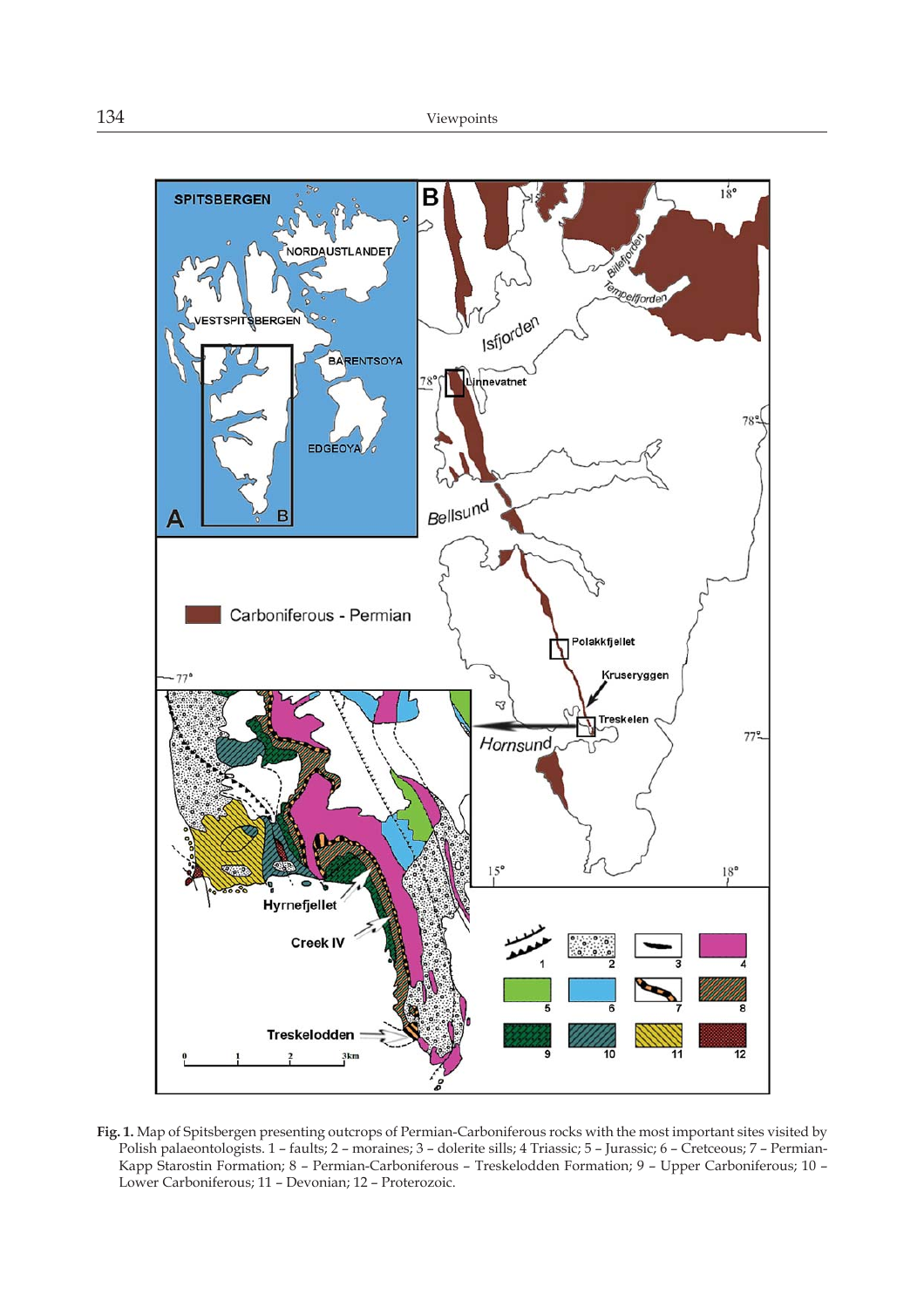SPITSBERGEN

NORDAUSTLANDET

VESTSPITSBERGEN

BARENTSOYA

EDGEOYA

A

B

Isfjorden

Billefjorden

Tempelfjorden

Linnevatnet

Bellsund

Carboniferous - Permian

Polakkfjellet

Kruseryggen

Treskelen

Hornsund

Hyrnefjellet

Creek IV

Treskelodden

0 1 2 3km

78°

77°

15°

18°

1 2 3 4 5 6 7 8 9 10 11 12

**Fig. 1.** Map of Spitsbergen presenting outcrops of Permian-Carboniferous rocks with the most important sites visited by Polish palaeontologists. 1 – faults; 2 – moraines; 3 – dolerite sills; 4 Triassic; 5 – Jurassic; 6 – Cretceous; 7 – Permian-Kapp Starostin Formation; 8 – Permian-Carboniferous – Treskelodden Formation; 9 – Upper Carboniferous; 10 – Lower Carboniferous; 11 – Devonian; 12 – Proterozoic.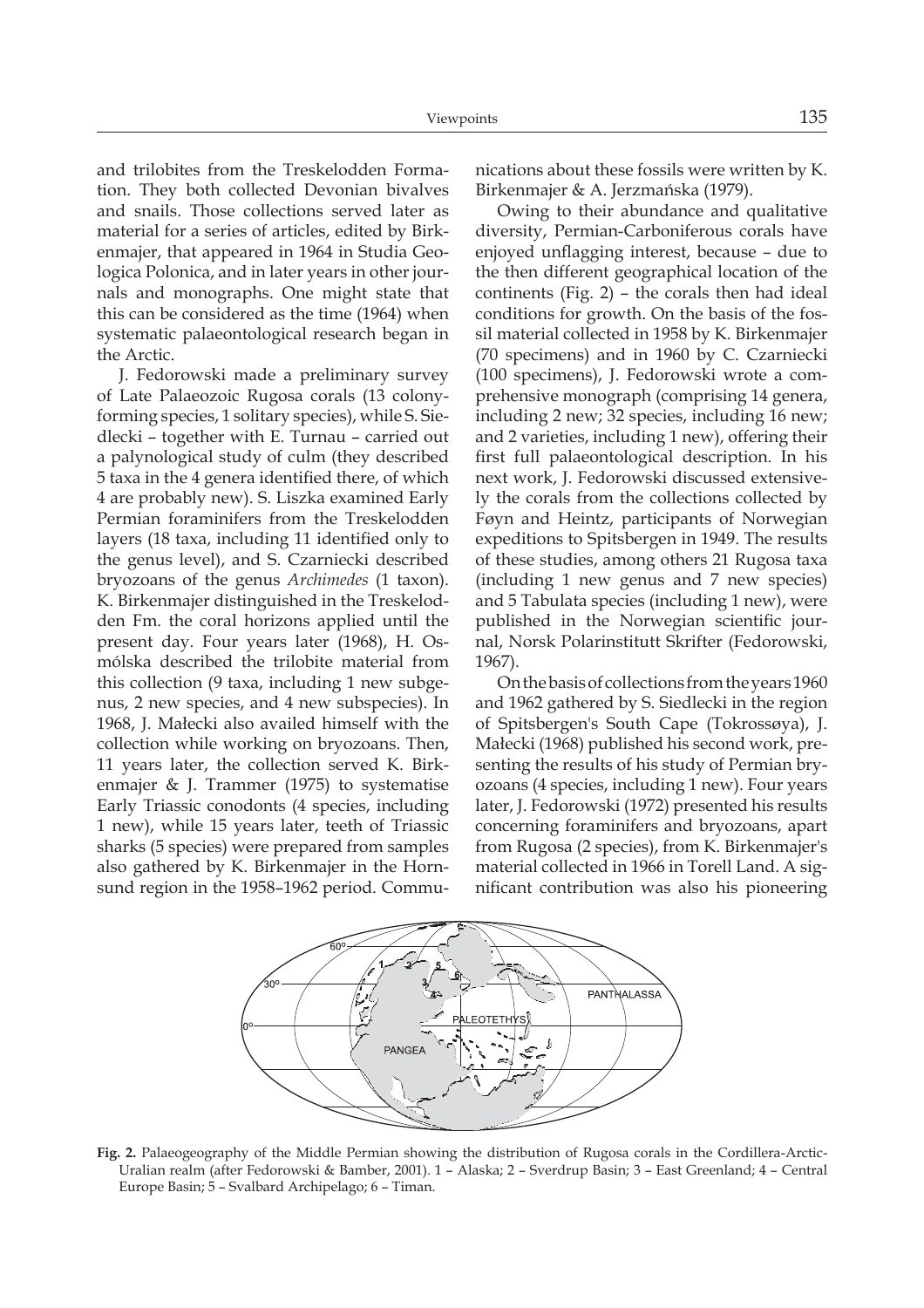and trilobites from the Treskelodden Formation. They both collected Devonian bivalves and snails. Those collections served later as material for a series of articles, edited by Birkenmajer, that appeared in 1964 in Studia Geologica Polonica, and in later years in other journals and monographs. One might state that this can be considered as the time (1964) when systematic palaeontological research began in the Arctic.

J. Fedorowski made a preliminary survey of Late Palaeozoic Rugosa corals (13 colony-forming species, 1 solitary species), while S. Siedlecki – together with E. Turnau – carried out a palynological study of culm (they described 5 taxa in the 4 genera identified there, of which 4 are probably new). S. Liszka examined Early Permian foraminifers from the Treskelodden layers (18 taxa, including 11 identified only to the genus level), and S. Czarniecki described bryozoans of the genus *Archimedes* (1 taxon). K. Birkenmajer distinguished in the Treskelodden Fm. the coral horizons applied until the present day. Four years later (1968), H. Osmólska described the trilobite material from this collection (9 taxa, including 1 new subgenus, 2 new species, and 4 new subspecies). In 1968, J. Małecki also availed himself with the collection while working on bryozoans. Then, 11 years later, the collection served K. Birkenmajer & J. Trammer (1975) to systematise Early Triassic conodonts (4 species, including 1 new), while 15 years later, teeth of Triassic sharks (5 species) were prepared from samples also gathered by K. Birkenmajer in the Hornsund region in the 1958–1962 period. Communications about these fossils were written by K. Birkenmajer & A. Jerzmańska (1979).

Owing to their abundance and qualitative diversity, Permian-Carboniferous corals have enjoyed unflagging interest, because – due to the then different geographical location of the continents (Fig. 2) – the corals then had ideal conditions for growth. On the basis of the fossil material collected in 1958 by K. Birkenmajer (70 specimens) and in 1960 by C. Czarniecki (100 specimens), J. Fedorowski wrote a comprehensive monograph (comprising 14 genera, including 2 new; 32 species, including 16 new; and 2 varieties, including 1 new), offering their first full palaeontological description. In his next work, J. Fedorowski discussed extensively the corals from the collections collected by Føyn and Heintz, participants of Norwegian expeditions to Spitsbergen in 1949. The results of these studies, among others 21 Rugosa taxa (including 1 new genus and 7 new species) and 5 Tabulata species (including 1 new), were published in the Norwegian scientific journal, Norsk Polarinstitutt Skrifter (Fedorowski, 1967).

On the basis of collections from the years 1960 and 1962 gathered by S. Siedlecki in the region of Spitsbergen's South Cape (Tokrossøya), J. Małecki (1968) published his second work, presenting the results of his study of Permian bryozoans (4 species, including 1 new). Four years later, J. Fedorowski (1972) presented his results concerning foraminifers and bryozoans, apart from Rugosa (2 species), from K. Birkenmajer's material collected in 1966 in Torell Land. A significant contribution was also his pioneering

60°
30°
0°
1
2
3
4
5
6
PANTHALASSA
PALEOTETHYS
PANGEA

**Fig. 2.** Palaeogeography of the Middle Permian showing the distribution of Rugosa corals in the Cordillera-Arctic-Uralian realm (after Fedorowski & Bamber, 2001). 1 – Alaska; 2 – Sverdrup Basin; 3 – East Greenland; 4 – Central Europe Basin; 5 – Svalbard Archipelago; 6 – Timan.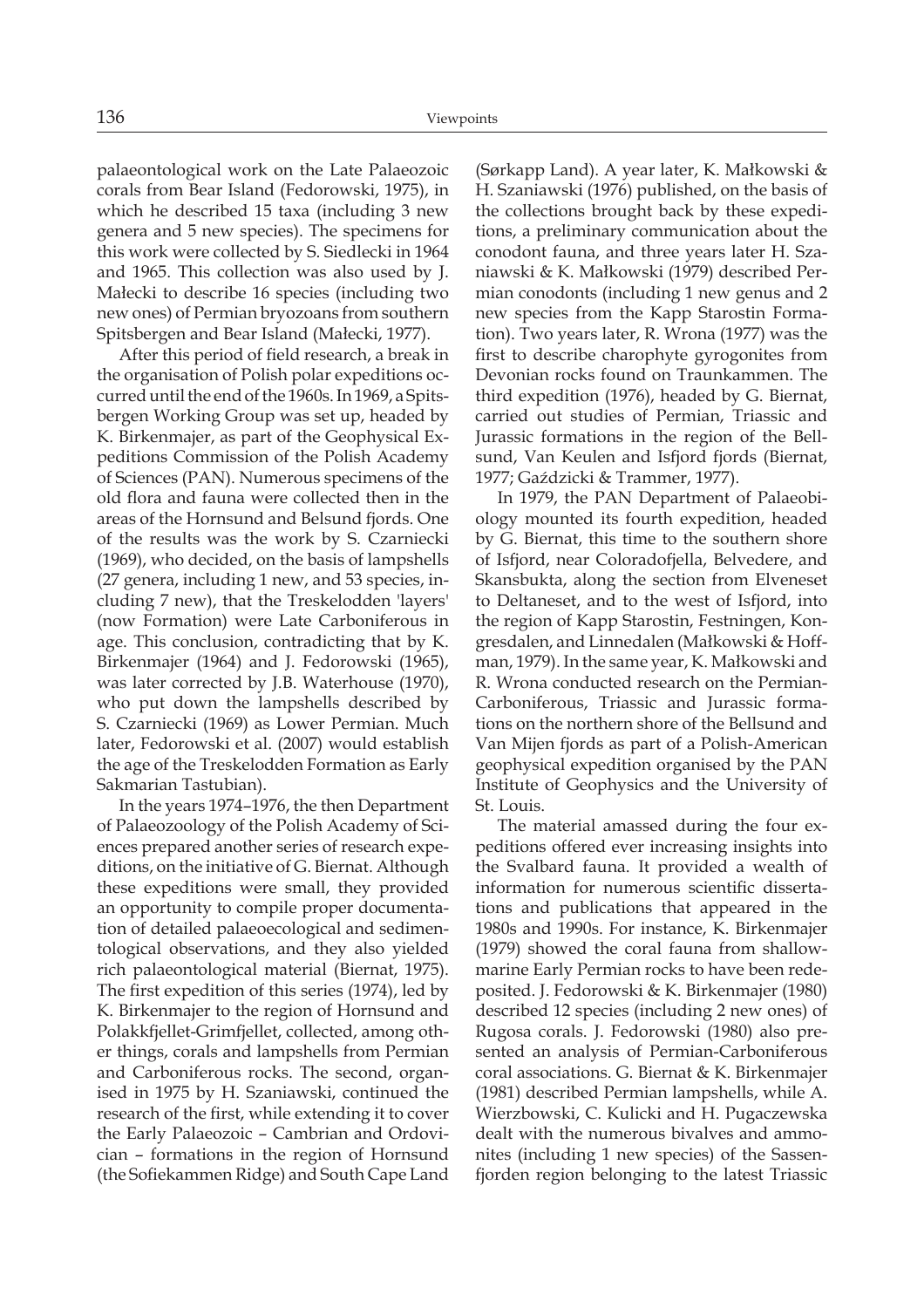palaeontological work on the Late Palaeozoic corals from Bear Island (Fedorowski, 1975), in which he described 15 taxa (including 3 new genera and 5 new species). The specimens for this work were collected by S. Siedlecki in 1964 and 1965. This collection was also used by J. Małecki to describe 16 species (including two new ones) of Permian bryozoans from southern Spitsbergen and Bear Island (Małecki, 1977).

After this period of field research, a break in the organisation of Polish polar expeditions occurred until the end of the 1960s. In 1969, a Spitsbergen Working Group was set up, headed by K. Birkenmajer, as part of the Geophysical Expeditions Commission of the Polish Academy of Sciences (PAN). Numerous specimens of the old flora and fauna were collected then in the areas of the Hornsund and Belsund fjords. One of the results was the work by S. Czarniecki (1969), who decided, on the basis of lampshells (27 genera, including 1 new, and 53 species, including 7 new), that the Treskelodden 'layers' (now Formation) were Late Carboniferous in age. This conclusion, contradicting that by K. Birkenmajer (1964) and J. Fedorowski (1965), was later corrected by J.B. Waterhouse (1970), who put down the lampshells described by S. Czarniecki (1969) as Lower Permian. Much later, Fedorowski et al. (2007) would establish the age of the Treskelodden Formation as Early Sakmarian Tastubian).

In the years 1974–1976, the then Department of Palaeozoology of the Polish Academy of Sciences prepared another series of research expeditions, on the initiative of G. Biernat. Although these expeditions were small, they provided an opportunity to compile proper documentation of detailed palaeoecological and sedimentological observations, and they also yielded rich palaeontological material (Biernat, 1975). The first expedition of this series (1974), led by K. Birkenmajer to the region of Hornsund and Polakkfjellet-Grimfjellet, collected, among other things, corals and lampshells from Permian and Carboniferous rocks. The second, organised in 1975 by H. Szaniawski, continued the research of the first, while extending it to cover the Early Palaeozoic – Cambrian and Ordovician – formations in the region of Hornsund (the Sofiekammen Ridge) and South Cape Land (Sørkapp Land). A year later, K. Małkowski & H. Szaniawski (1976) published, on the basis of the collections brought back by these expeditions, a preliminary communication about the conodont fauna, and three years later H. Szaniawski & K. Małkowski (1979) described Permian conodonts (including 1 new genus and 2 new species from the Kapp Starostin Formation). Two years later, R. Wrona (1977) was the first to describe charophyte gyrogonites from Devonian rocks found on Traunkammen. The third expedition (1976), headed by G. Biernat, carried out studies of Permian, Triassic and Jurassic formations in the region of the Bellsund, Van Keulen and Isfjord fjords (Biernat, 1977; Gaździcki & Trammer, 1977).

In 1979, the PAN Department of Palaeobiology mounted its fourth expedition, headed by G. Biernat, this time to the southern shore of Isfjord, near Coloradofjella, Belvedere, and Skansbukta, along the section from Elveneset to Deltaneset, and to the west of Isfjord, into the region of Kapp Starostin, Festningen, Kongresdalen, and Linnedalen (Małkowski & Hoffman, 1979). In the same year, K. Małkowski and R. Wrona conducted research on the Permian-Carboniferous, Triassic and Jurassic formations on the northern shore of the Bellsund and Van Mijen fjords as part of a Polish-American geophysical expedition organised by the PAN Institute of Geophysics and the University of St. Louis.

The material amassed during the four expeditions offered ever increasing insights into the Svalbard fauna. It provided a wealth of information for numerous scientific dissertations and publications that appeared in the 1980s and 1990s. For instance, K. Birkenmajer (1979) showed the coral fauna from shallow-marine Early Permian rocks to have been redeposited. J. Fedorowski & K. Birkenmajer (1980) described 12 species (including 2 new ones) of Rugosa corals. J. Fedorowski (1980) also presented an analysis of Permian-Carboniferous coral associations. G. Biernat & K. Birkenmajer (1981) described Permian lampshells, while A. Wierzbowski, C. Kulicki and H. Pugaczewska dealt with the numerous bivalves and ammonites (including 1 new species) of the Sassenfjorden region belonging to the latest Triassic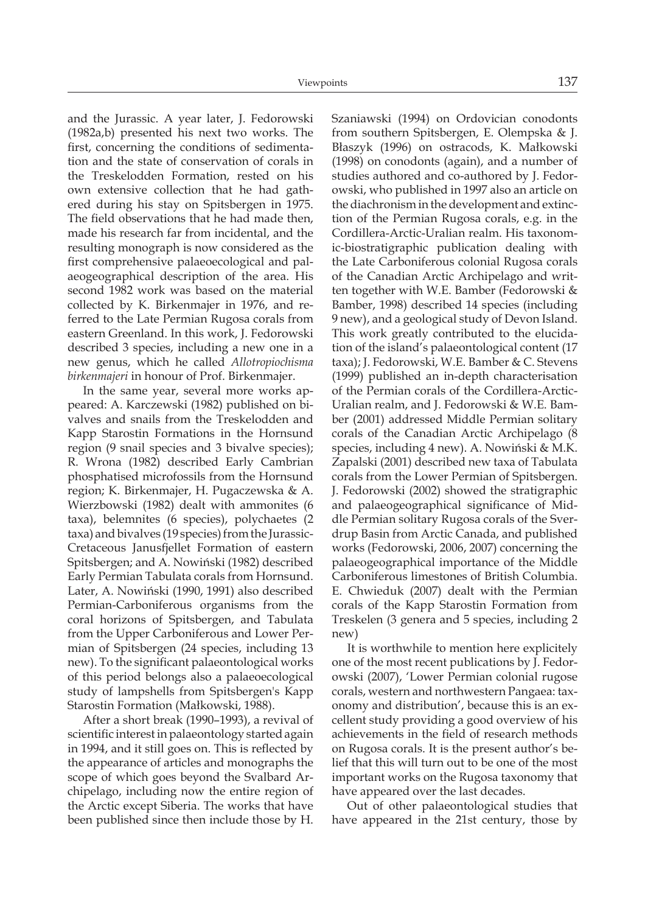and the Jurassic. A year later, J. Fedorowski (1982a,b) presented his next two works. The first, concerning the conditions of sedimentation and the state of conservation of corals in the Treskelodden Formation, rested on his own extensive collection that he had gathered during his stay on Spitsbergen in 1975. The field observations that he had made then, made his research far from incidental, and the resulting monograph is now considered as the first comprehensive palaeoecological and palaeogeographical description of the area. His second 1982 work was based on the material collected by K. Birkenmajer in 1976, and referred to the Late Permian Rugosa corals from eastern Greenland. In this work, J. Fedorowski described 3 species, including a new one in a new genus, which he called *Allotropiochisma birkenmajeri* in honour of Prof. Birkenmajer.

In the same year, several more works appeared: A. Karczewski (1982) published on bivalves and snails from the Treskelodden and Kapp Starostin Formations in the Hornsund region (9 snail species and 3 bivalve species); R. Wrona (1982) described Early Cambrian phosphatised microfossils from the Hornsund region; K. Birkenmajer, H. Pugaczewska & A. Wierzbowski (1982) dealt with ammonites (6 taxa), belemnites (6 species), polychaetes (2 taxa) and bivalves (19 species) from the Jurassic-Cretaceous Janusfjellet Formation of eastern Spitsbergen; and A. Nowiński (1982) described Early Permian Tabulata corals from Hornsund. Later, A. Nowiński (1990, 1991) also described Permian-Carboniferous organisms from the coral horizons of Spitsbergen, and Tabulata from the Upper Carboniferous and Lower Permian of Spitsbergen (24 species, including 13 new). To the significant palaeontological works of this period belongs also a palaeoecological study of lampshells from Spitsbergen's Kapp Starostin Formation (Małkowski, 1988).

After a short break (1990–1993), a revival of scientific interest in palaeontology started again in 1994, and it still goes on. This is reflected by the appearance of articles and monographs the scope of which goes beyond the Svalbard Archipelago, including now the entire region of the Arctic except Siberia. The works that have been published since then include those by H. Szaniawski (1994) on Ordovician conodonts from southern Spitsbergen, E. Olempska & J. Błaszyk (1996) on ostracods, K. Małkowski (1998) on conodonts (again), and a number of studies authored and co-authored by J. Fedorowski, who published in 1997 also an article on the diachronism in the development and extinction of the Permian Rugosa corals, e.g. in the Cordillera-Arctic-Uralian realm. His taxonomic-biostratigraphic publication dealing with the Late Carboniferous colonial Rugosa corals of the Canadian Arctic Archipelago and written together with W.E. Bamber (Fedorowski & Bamber, 1998) described 14 species (including 9 new), and a geological study of Devon Island. This work greatly contributed to the elucidation of the island's palaeontological content (17 taxa); J. Fedorowski, W.E. Bamber & C. Stevens (1999) published an in-depth characterisation of the Permian corals of the Cordillera-Arctic-Uralian realm, and J. Fedorowski & W.E. Bamber (2001) addressed Middle Permian solitary corals of the Canadian Arctic Archipelago (8 species, including 4 new). A. Nowiński & M.K. Zapalski (2001) described new taxa of Tabulata corals from the Lower Permian of Spitsbergen. J. Fedorowski (2002) showed the stratigraphic and palaeogeographical significance of Middle Permian solitary Rugosa corals of the Sverdrup Basin from Arctic Canada, and published works (Fedorowski, 2006, 2007) concerning the palaeogeographical importance of the Middle Carboniferous limestones of British Columbia. E. Chwieduk (2007) dealt with the Permian corals of the Kapp Starostin Formation from Treskelen (3 genera and 5 species, including 2 new)

It is worthwhile to mention here explicitely one of the most recent publications by J. Fedorowski (2007), 'Lower Permian colonial rugose corals, western and northwestern Pangaea: taxonomy and distribution', because this is an excellent study providing a good overview of his achievements in the field of research methods on Rugosa corals. It is the present author's belief that this will turn out to be one of the most important works on the Rugosa taxonomy that have appeared over the last decades.

Out of other palaeontological studies that have appeared in the 21st century, those by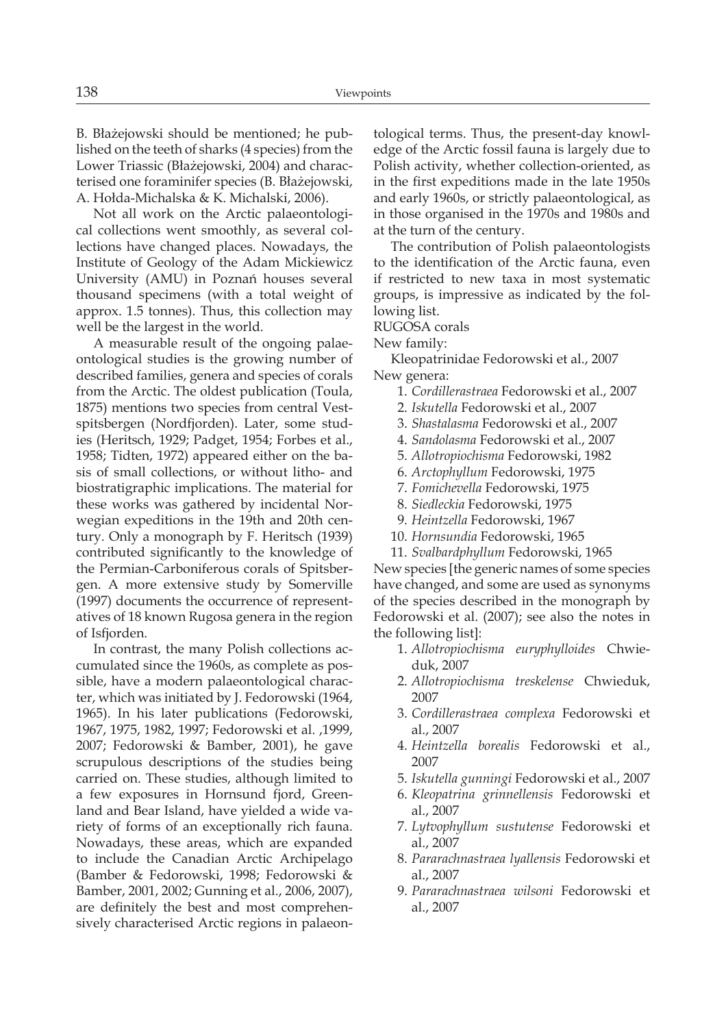B. Błażejowski should be mentioned; he published on the teeth of sharks (4 species) from the Lower Triassic (Błażejowski, 2004) and characterised one foraminifer species (B. Błażejowski, A. Hołda-Michalska & K. Michalski, 2006).

Not all work on the Arctic palaeontological collections went smoothly, as several collections have changed places. Nowadays, the Institute of Geology of the Adam Mickiewicz University (AMU) in Poznań houses several thousand specimens (with a total weight of approx. 1.5 tonnes). Thus, this collection may well be the largest in the world.

A measurable result of the ongoing palaeontological studies is the growing number of described families, genera and species of corals from the Arctic. The oldest publication (Toula, 1875) mentions two species from central Vestspitsbergen (Nordfjorden). Later, some studies (Heritsch, 1929; Padget, 1954; Forbes et al., 1958; Tidten, 1972) appeared either on the basis of small collections, or without litho- and biostratigraphic implications. The material for these works was gathered by incidental Norwegian expeditions in the 19th and 20th century. Only a monograph by F. Heritsch (1939) contributed significantly to the knowledge of the Permian-Carboniferous corals of Spitsbergen. A more extensive study by Somerville (1997) documents the occurrence of representatives of 18 known Rugosa genera in the region of Isfjorden.

In contrast, the many Polish collections accumulated since the 1960s, as complete as possible, have a modern palaeontological character, which was initiated by J. Fedorowski (1964, 1965). In his later publications (Fedorowski, 1967, 1975, 1982, 1997; Fedorowski et al. ,1999, 2007; Fedorowski & Bamber, 2001), he gave scrupulous descriptions of the studies being carried on. These studies, although limited to a few exposures in Hornsund fjord, Greenland and Bear Island, have yielded a wide variety of forms of an exceptionally rich fauna. Nowadays, these areas, which are expanded to include the Canadian Arctic Archipelago (Bamber & Fedorowski, 1998; Fedorowski & Bamber, 2001, 2002; Gunning et al., 2006, 2007), are definitely the best and most comprehensively characterised Arctic regions in palaeontological terms. Thus, the present-day knowledge of the Arctic fossil fauna is largely due to Polish activity, whether collection-oriented, as in the first expeditions made in the late 1950s and early 1960s, or strictly palaeontological, as in those organised in the 1970s and 1980s and at the turn of the century.

The contribution of Polish palaeontologists to the identification of the Arctic fauna, even if restricted to new taxa in most systematic groups, is impressive as indicated by the following list.

RUGOSA corals

New family:

Kleopatrinidae Fedorowski et al., 2007

New genera:

1. *Cordillerastraea* Fedorowski et al., 2007
2. *Iskutella* Fedorowski et al., 2007
3. *Shastalasma* Fedorowski et al., 2007
4. *Sandolasma* Fedorowski et al., 2007
5. *Allotropiochisma* Fedorowski, 1982
6. *Arctophyllum* Fedorowski, 1975
7. *Fomichevella* Fedorowski, 1975
8. *Siedleckia* Fedorowski, 1975
9. *Heintzella* Fedorowski, 1967
10. *Hornsundia* Fedorowski, 1965
11. *Svalbardphyllum* Fedorowski, 1965

New species [the generic names of some species have changed, and some are used as synonyms of the species described in the monograph by Fedorowski et al. (2007); see also the notes in the following list]:

1. *Allotropiochisma euryphylloides* Chwieduk, 2007
2. *Allotropiochisma treskelense* Chwieduk, 2007
3. *Cordillerastraea complexa* Fedorowski et al., 2007
4. *Heintzella borealis* Fedorowski et al., 2007
5. *Iskutella gunningi* Fedorowski et al., 2007
6. *Kleopatrina grinnellensis* Fedorowski et al., 2007
7. *Lytvophyllum sustutense* Fedorowski et al., 2007
8. *Pararachnastraea lyallensis* Fedorowski et al., 2007
9. *Pararachnastraea wilsoni* Fedorowski et al., 2007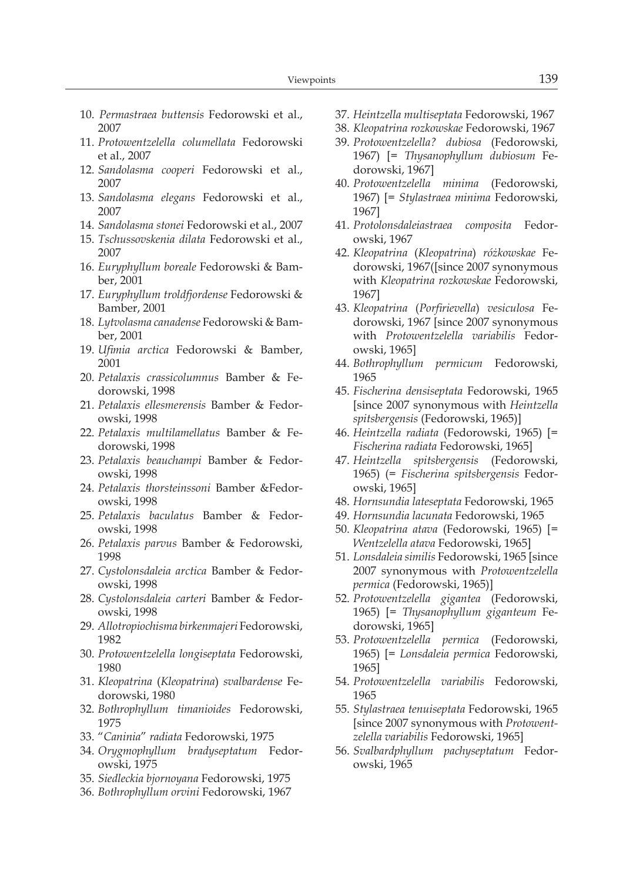10. *Permastraea buttensis* Fedorowski et al., 2007
11. *Protowentzelella columellata* Fedorowski et al., 2007
12. *Sandolasma cooperi* Fedorowski et al., 2007
13. *Sandolasma elegans* Fedorowski et al., 2007
14. *Sandolasma stonei* Fedorowski et al., 2007
15. *Tschussovskenia dilata* Fedorowski et al., 2007
16. *Euryphyllum boreale* Fedorowski & Bamber, 2001
17. *Euryphyllum troldfjordense* Fedorowski & Bamber, 2001
18. *Lytvolasma canadense* Fedorowski & Bamber, 2001
19. *Ufimia arctica* Fedorowski & Bamber, 2001
20. *Petalaxis crassicolumnus* Bamber & Fedorowski, 1998
21. *Petalaxis ellesmerensis* Bamber & Fedorowski, 1998
22. *Petalaxis multilamellatus* Bamber & Fedorowski, 1998
23. *Petalaxis beauchampi* Bamber & Fedorowski, 1998
24. *Petalaxis thorsteinssoni* Bamber &Fedorowski, 1998
25. *Petalaxis baculatus* Bamber & Fedorowski, 1998
26. *Petalaxis parvus* Bamber & Fedorowski, 1998
27. *Cystolonsdaleia arctica* Bamber & Fedorowski, 1998
28. *Cystolonsdaleia carteri* Bamber & Fedorowski, 1998
29. *Allotropiochisma birkenmajeri* Fedorowski, 1982
30. *Protowentzelella longiseptata* Fedorowski, 1980
31. *Kleopatrina* (*Kleopatrina*) *svalbardense* Fedorowski, 1980
32. *Bothrophyllum timanioides* Fedorowski, 1975
33. "*Caninia*" *radiata* Fedorowski, 1975
34. *Orygmophyllum bradyseptatum* Fedorowski, 1975
35. *Siedleckia bjornoyana* Fedorowski, 1975
36. *Bothrophyllum orvini* Fedorowski, 1967
37. *Heintzella multiseptata* Fedorowski, 1967
38. *Kleopatrina rozkowskae* Fedorowski, 1967
39. *Protowentzelella? dubiosa* (Fedorowski, 1967) [= *Thysanophyllum dubiosum* Fedorowski, 1967]
40. *Protowentzelella minima* (Fedorowski, 1967) [= *Stylastraea minima* Fedorowski, 1967]
41. *Protolonsdaleiastraea composita* Fedorowski, 1967
42. *Kleopatrina* (*Kleopatrina*) *różkowskae* Fedorowski, 1967([since 2007 synonymous with *Kleopatrina rozkowskae* Fedorowski, 1967]
43. *Kleopatrina* (*Porfirievella*) *vesiculosa* Fedorowski, 1967 [since 2007 synonymous with *Protowentzelella variabilis* Fedorowski, 1965]
44. *Bothrophyllum permicum* Fedorowski, 1965
45. *Fischerina densiseptata* Fedorowski, 1965 [since 2007 synonymous with *Heintzella spitsbergensis* (Fedorowski, 1965)]
46. *Heintzella radiata* (Fedorowski, 1965) [= *Fischerina radiata* Fedorowski, 1965]
47. *Heintzella spitsbergensis* (Fedorowski, 1965) (= *Fischerina spitsbergensis* Fedorowski, 1965]
48. *Hornsundia lateseptata* Fedorowski, 1965
49. *Hornsundia lacunata* Fedorowski, 1965
50. *Kleopatrina atava* (Fedorowski, 1965) [= *Wentzelella atava* Fedorowski, 1965]
51. *Lonsdaleia similis* Fedorowski, 1965 [since 2007 synonymous with *Protowentzelella permica* (Fedorowski, 1965)]
52. *Protowentzelella gigantea* (Fedorowski, 1965) [= *Thysanophyllum giganteum* Fedorowski, 1965]
53. *Protowentzelella permica* (Fedorowski, 1965) [= *Lonsdaleia permica* Fedorowski, 1965]
54. *Protowentzelella variabilis* Fedorowski, 1965
55. *Stylastraea tenuiseptata* Fedorowski, 1965 [since 2007 synonymous with *Protowentzelella variabilis* Fedorowski, 1965]
56. *Svalbardphyllum pachyseptatum* Fedorowski, 1965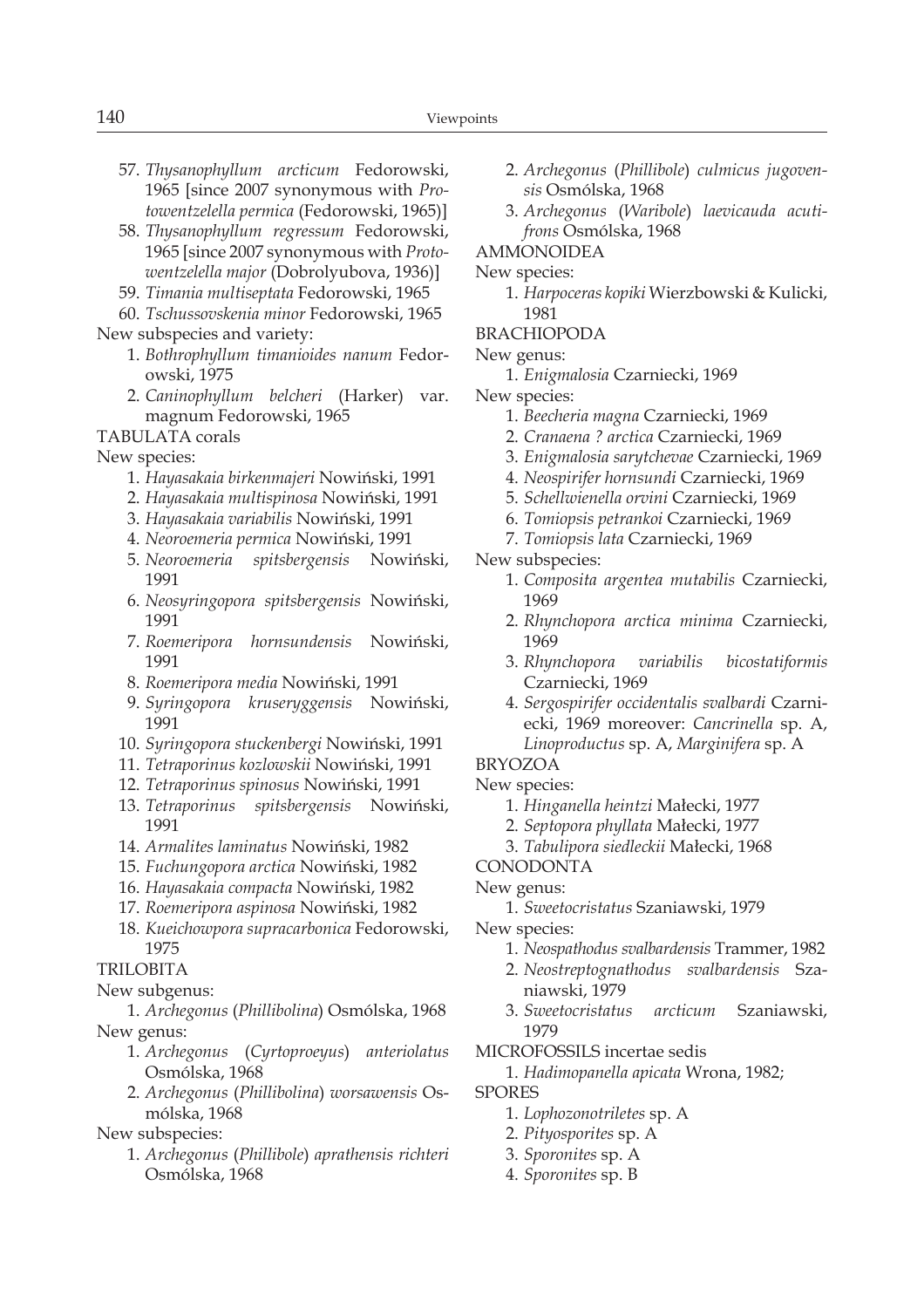57. *Thysanophyllum arcticum* Fedorowski, 1965 [since 2007 synonymous with *Protowentzelella permica* (Fedorowski, 1965)]
58. *Thysanophyllum regressum* Fedorowski, 1965 [since 2007 synonymous with *Protowentzelella major* (Dobrolyubova, 1936)]
59. *Timania multiseptata* Fedorowski, 1965
60. *Tschussovskenia minor* Fedorowski, 1965

New subspecies and variety:

1. *Bothrophyllum timanioides nanum* Fedorowski, 1975
2. *Caninophyllum belcheri* (Harker) var. magnum Fedorowski, 1965

TABULATA corals

New species:

1. *Hayasakaia birkenmajeri* Nowiński, 1991
2. *Hayasakaia multispinosa* Nowiński, 1991
3. *Hayasakaia variabilis* Nowiński, 1991
4. *Neoroemeria permica* Nowiński, 1991
5. *Neoroemeria spitsbergensis* Nowiński, 1991
6. *Neosyringopora spitsbergensis* Nowiński, 1991
7. *Roemeripora hornsundensis* Nowiński, 1991
8. *Roemeripora media* Nowiński, 1991
9. *Syringopora kruseryggensis* Nowiński, 1991
10. *Syringopora stuckenbergi* Nowiński, 1991
11. *Tetraporinus kozlowskii* Nowiński, 1991
12. *Tetraporinus spinosus* Nowiński, 1991
13. *Tetraporinus spitsbergensis* Nowiński, 1991
14. *Armalites laminatus* Nowiński, 1982
15. *Fuchungopora arctica* Nowiński, 1982
16. *Hayasakaia compacta* Nowiński, 1982
17. *Roemeripora aspinosa* Nowiński, 1982
18. *Kueichowpora supracarbonica* Fedorowski, 1975

TRILOBITA

New subgenus:

1. *Archegonus* (*Phillibolina*) Osmólska, 1968

New genus:

1. *Archegonus* (*Cyrtoproeyus*) *anteriolatus* Osmólska, 1968
2. *Archegonus* (*Phillibolina*) *worsawensis* Osmólska, 1968

New subspecies:

1. *Archegonus* (*Phillibole*) *aprathensis richteri* Osmólska, 1968
2. *Archegonus* (*Phillibole*) *culmicus jugovensis* Osmólska, 1968
3. *Archegonus* (*Waribole*) *laevicauda acutifrons* Osmólska, 1968

AMMONOIDEA

New species:

1. *Harpoceras kopiki* Wierzbowski & Kulicki, 1981

BRACHIOPODA

New genus:

1. *Enigmalosia* Czarniecki, 1969

New species:

1. *Beecheria magna* Czarniecki, 1969
2. *Cranaena ? arctica* Czarniecki, 1969
3. *Enigmalosia sarytchevae* Czarniecki, 1969
4. *Neospirifer hornsundi* Czarniecki, 1969
5. *Schellwienella orvini* Czarniecki, 1969
6. *Tomiopsis petrankoi* Czarniecki, 1969
7. *Tomiopsis lata* Czarniecki, 1969

New subspecies:

1. *Composita argentea mutabilis* Czarniecki, 1969
2. *Rhynchopora arctica minima* Czarniecki, 1969
3. *Rhynchopora variabilis bicostatiformis* Czarniecki, 1969
4. *Sergospirifer occidentalis svalbardi* Czarniecki, 1969 moreover: *Cancrinella* sp. A, *Linoproductus* sp. A, *Marginifera* sp. A

BRYOZOA

New species:

1. *Hinganella heintzi* Małecki, 1977
2. *Septopora phyllata* Małecki, 1977
3. *Tabulipora siedleckii* Małecki, 1968

CONODONTA

New genus:

1. *Sweetocristatus* Szaniawski, 1979

New species:

1. *Neospathodus svalbardensis* Trammer, 1982
2. *Neostreptognathodus svalbardensis* Szaniawski, 1979
3. *Sweetocristatus arcticum* Szaniawski, 1979

MICROFOSSILS incertae sedis

1. *Hadimopanella apicata* Wrona, 1982;

SPORES

1. *Lophozonotriletes* sp. A
2. *Pityosporites* sp. A
3. *Sporonites* sp. A
4. *Sporonites* sp. B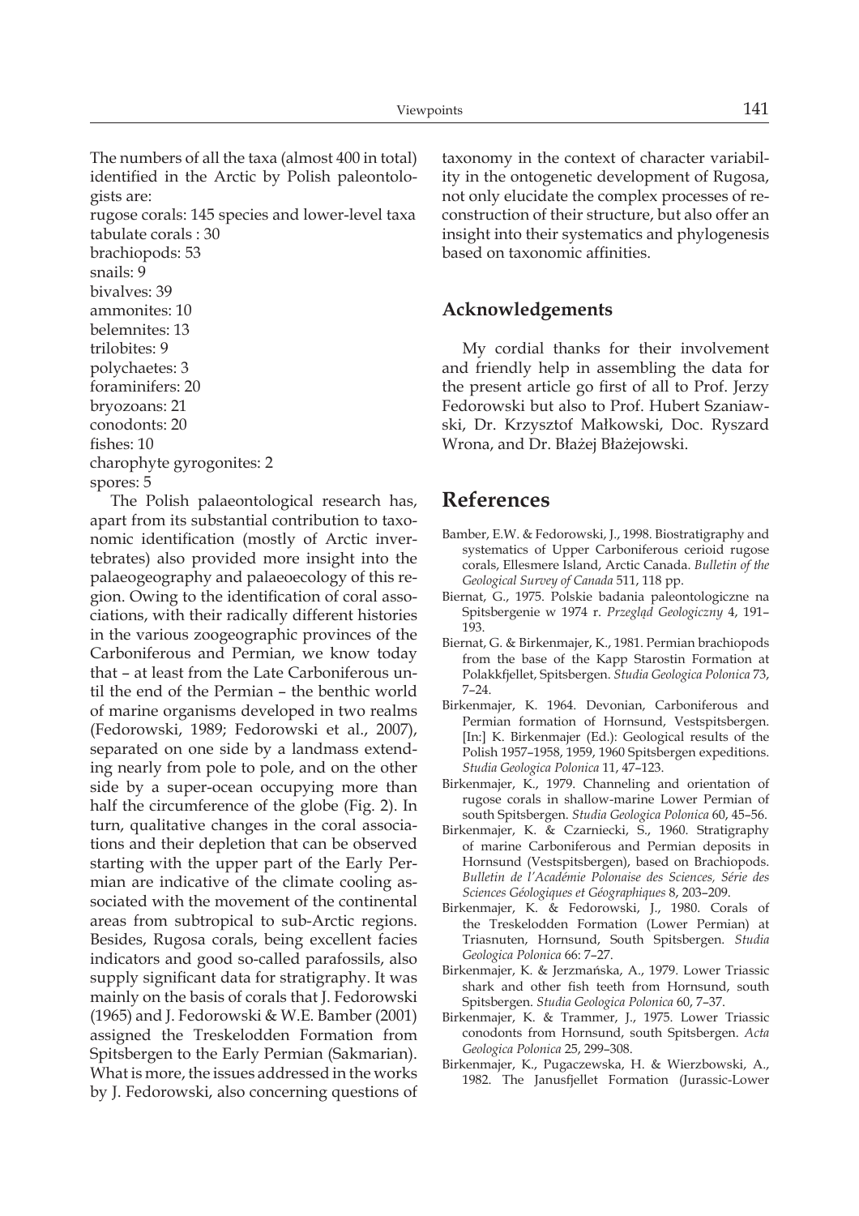The numbers of all the taxa (almost 400 in total) identified in the Arctic by Polish paleontologists are:

rugose corals: 145 species and lower-level taxa
tabulate corals : 30
brachiopods: 53
snails: 9
bivalves: 39
ammonites: 10
belemnites: 13
trilobites: 9
polychaetes: 3
foraminifers: 20
bryozoans: 21
conodonts: 20
fishes: 10
charophyte gyrogonites: 2
spores: 5

The Polish palaeontological research has, apart from its substantial contribution to taxonomic identification (mostly of Arctic invertebrates) also provided more insight into the palaeogeography and palaeoecology of this region. Owing to the identification of coral associations, with their radically different histories in the various zoogeographic provinces of the Carboniferous and Permian, we know today that – at least from the Late Carboniferous until the end of the Permian – the benthic world of marine organisms developed in two realms (Fedorowski, 1989; Fedorowski et al., 2007), separated on one side by a landmass extending nearly from pole to pole, and on the other side by a super-ocean occupying more than half the circumference of the globe (Fig. 2). In turn, qualitative changes in the coral associations and their depletion that can be observed starting with the upper part of the Early Permian are indicative of the climate cooling associated with the movement of the continental areas from subtropical to sub-Arctic regions. Besides, Rugosa corals, being excellent facies indicators and good so-called parafossils, also supply significant data for stratigraphy. It was mainly on the basis of corals that J. Fedorowski (1965) and J. Fedorowski & W.E. Bamber (2001) assigned the Treskelodden Formation from Spitsbergen to the Early Permian (Sakmarian). What is more, the issues addressed in the works by J. Fedorowski, also concerning questions of taxonomy in the context of character variability in the ontogenetic development of Rugosa, not only elucidate the complex processes of reconstruction of their structure, but also offer an insight into their systematics and phylogenesis based on taxonomic affinities.

### Acknowledgements

My cordial thanks for their involvement and friendly help in assembling the data for the present article go first of all to Prof. Jerzy Fedorowski but also to Prof. Hubert Szaniawski, Dr. Krzysztof Małkowski, Doc. Ryszard Wrona, and Dr. Błażej Błażejowski.

## References

Bamber, E.W. & Fedorowski, J., 1998. Biostratigraphy and systematics of Upper Carboniferous cerioid rugose corals, Ellesmere Island, Arctic Canada. *Bulletin of the Geological Survey of Canada* 511, 118 pp.

Biernat, G., 1975. Polskie badania paleontologiczne na Spitsbergenie w 1974 r. *Przegląd Geologiczny* 4, 191–193.

Biernat, G. & Birkenmajer, K., 1981. Permian brachiopods from the base of the Kapp Starostin Formation at Polakkfjellet, Spitsbergen. *Studia Geologica Polonica* 73, 7–24.

Birkenmajer, K. 1964. Devonian, Carboniferous and Permian formation of Hornsund, Vestspitsbergen. [In:] K. Birkenmajer (Ed.): Geological results of the Polish 1957–1958, 1959, 1960 Spitsbergen expeditions. *Studia Geologica Polonica* 11, 47–123.

Birkenmajer, K., 1979. Channeling and orientation of rugose corals in shallow-marine Lower Permian of south Spitsbergen. *Studia Geologica Polonica* 60, 45–56.

Birkenmajer, K. & Czarniecki, S., 1960. Stratigraphy of marine Carboniferous and Permian deposits in Hornsund (Vestspitsbergen), based on Brachiopods. *Bulletin de l'Académie Polonaise des Sciences, Série des Sciences Géologiques et Géographiques* 8, 203–209.

Birkenmajer, K. & Fedorowski, J., 1980. Corals of the Treskelodden Formation (Lower Permian) at Triasnuten, Hornsund, South Spitsbergen. *Studia Geologica Polonica* 66: 7–27.

Birkenmajer, K. & Jerzmańska, A., 1979. Lower Triassic shark and other fish teeth from Hornsund, south Spitsbergen. *Studia Geologica Polonica* 60, 7–37.

Birkenmajer, K. & Trammer, J., 1975. Lower Triassic conodonts from Hornsund, south Spitsbergen. *Acta Geologica Polonica* 25, 299–308.

Birkenmajer, K., Pugaczewska, H. & Wierzbowski, A., 1982. The Janusfjellet Formation (Jurassic-Lower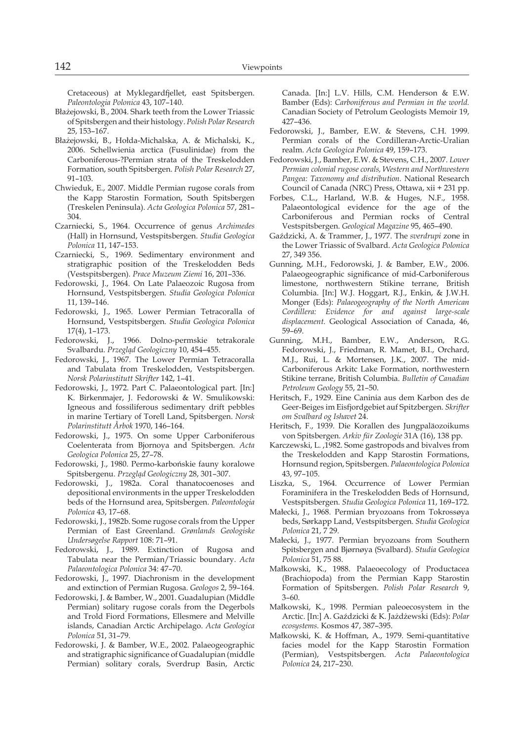Cretaceous) at Myklegardfjellet, east Spitsbergen. *Paleontologia Polonica* 43, 107–140.

Błażejowski, B., 2004. Shark teeth from the Lower Triassic of Spitsbergen and their histology. *Polish Polar Research* 25, 153–167.

Błażejowski, B., Hołda-Michalska, A. & Michalski, K., 2006. Schellwienia arctica (Fusulinidae) from the Carboniferous-?Permian strata of the Treskelodden Formation, south Spitsbergen. *Polish Polar Research* 27, 91–103.

Chwieduk, E., 2007. Middle Permian rugose corals from the Kapp Starostin Formation, South Spitsbergen (Treskelen Peninsula). *Acta Geologica Polonica* 57, 281–304.

Czarniecki, S., 1964. Occurrence of genus *Archimedes* (Hall) in Hornsund, Vestspitsbergen. *Studia Geologica Polonica* 11, 147–153.

Czarniecki, S., 1969. Sedimentary environment and stratigraphic position of the Treskelodden Beds (Vestspitsbergen). *Prace Muzeum Ziemi* 16, 201–336.

Fedorowski, J., 1964. On Late Palaeozoic Rugosa from Hornsund, Vestspitsbergen. *Studia Geologica Polonica* 11, 139–146.

Fedorowski, J., 1965. Lower Permian Tetracoralla of Hornsund, Vestspitsbergen. *Studia Geologica Polonica* 17(4), 1–173.

Fedorowski, J., 1966. Dolno-permskie tetrakorale Svalbardu. *Przegląd Geologiczny* 10, 454–455.

Fedorowski, J., 1967. The Lower Permian Tetracoralla and Tabulata from Treskelodden, Vestspitsbergen. *Norsk Polarinstitutt Skrifter* 142, 1–41.

Fedorowski, J., 1972. Part C. Palaeontological part. [In:] K. Birkenmajer, J. Fedorowski & W. Smulikowski: Igneous and fossiliferous sedimentary drift pebbles in marine Tertiary of Torell Land, Spitsbergen. *Norsk Polarinstitutt Årbok* 1970, 146–164.

Fedorowski, J., 1975. On some Upper Carboniferous Coelenterata from Bjornoya and Spitsbergen. *Acta Geologica Polonica* 25, 27–78.

Fedorowski, J., 1980. Permo-karbońskie fauny koralowe Spitsbergenu. *Przegląd Geologiczny* 28, 301–307.

Fedorowski, J., 1982a. Coral thanatocoenoses and depositional environments in the upper Treskelodden beds of the Hornsund area, Spitsbergen. *Paleontologia Polonica* 43, 17–68.

Fedorowski, J., 1982b. Some rugose corals from the Upper Permian of East Greenland. *Grønlands Geologiske Undersøgelse Rapport* 108: 71–91.

Fedorowski, J., 1989. Extinction of Rugosa and Tabulata near the Permian/Triassic boundary. *Acta Palaeontologica Polonica* 34: 47–70.

Fedorowski, J., 1997. Diachronism in the development and extinction of Permian Rugosa. *Geologos* 2, 59–164.

Fedorowski, J. & Bamber, W., 2001. Guadalupian (Middle Permian) solitary rugose corals from the Degerbols and Trold Fiord Formations, Ellesmere and Melville islands, Canadian Arctic Archipelago. *Acta Geologica Polonica* 51, 31–79.

Fedorowski, J. & Bamber, W.E., 2002. Palaeogeographic and stratigraphic significance of Guadalupian (middle Permian) solitary corals, Sverdrup Basin, Arctic Canada. [In:] L.V. Hills, C.M. Henderson & E.W. Bamber (Eds): *Carboniferous and Permian in the world.* Canadian Society of Petrolum Geologists Memoir 19, 427–436.

Fedorowski, J., Bamber, E.W. & Stevens, C.H. 1999. Permian corals of the Cordilleran-Arctic-Uralian realm. *Acta Geologica Polonica* 49, 159–173.

Fedorowski, J., Bamber, E.W. & Stevens, C.H., 2007. *Lower Permian colonial rugose corals, Western and Northwestern Pangea: Taxonomy and distribution.* National Research Council of Canada (NRC) Press, Ottawa, xii + 231 pp.

Forbes, C.L., Harland, W.B. & Huges, N.F., 1958. Palaeontological evidence for the age of the Carboniferous and Permian rocks of Central Vestspitsbergen. *Geological Magazine* 95, 465–490.

Gaździcki, A. & Trammer, J., 1977. The *sverdrupi* zone in the Lower Triassic of Svalbard. *Acta Geologica Polonica* 27, 349 356.

Gunning, M.H., Fedorowski, J. & Bamber, E.W., 2006. Palaeogeographic significance of mid-Carboniferous limestone, northwestern Stikine terrane, British Columbia. [In:] W.J. Hoggart, R.J., Enkin, & J.W.H. Monger (Eds): *Palaeogeography of the North American Cordillera: Evidence for and against large-scale displacement.* Geological Association of Canada, 46, 59–69.

Gunning, M.H., Bamber, E.W., Anderson, R.G. Fedorowski, J., Friedman, R. Mamet, B.I., Orchard, M.J., Rui, L. & Mortensen, J.K., 2007. The mid-Carboniferous Arkitc Lake Formation, northwestern Stikine terrane, British Columbia. *Bulletin of Canadian Petroleum Geology* 55, 21–50.

Heritsch, F., 1929. Eine Caninia aus dem Karbon des de Geer-Beiges im Eisfjordgebiet auf Spitzbergen. *Skrifter om Svalbard og Ishavet* 24.

Heritsch, F., 1939. Die Korallen des Jungpaläozoikums von Spitsbergen. *Arkiv für Zoologie* 31A (16), 138 pp.

Karczewski, L. ,1982. Some gastropods and bivalves from the Treskelodden and Kapp Starostin Formations, Hornsund region, Spitsbergen. *Palaeontologica Polonica* 43, 97–105.

Liszka, S., 1964. Occurrence of Lower Permian Foraminifera in the Treskelodden Beds of Hornsund, Vestspitsbergen. *Studia Geologica Polonica* 11, 169–172.

Małecki, J., 1968. Permian bryozoans from Tokrossøya beds, Sørkapp Land, Vestspitsbergen. *Studia Geologica Polonica* 21, 7 29.

Małecki, J., 1977. Permian bryozoans from Southern Spitsbergen and Bjørnøya (Svalbard). *Studia Geologica Polonica* 51, 75 88.

Małkowski, K., 1988. Palaeoecology of Productacea (Brachiopoda) from the Permian Kapp Starostin Formation of Spitsbergen. *Polish Polar Research* 9, 3–60.

Małkowski, K., 1998. Permian paleoecosystem in the Arctic. [In:] A. Gaździcki & K. Jażdżewski (Eds): *Polar ecosystems.* Kosmos 47, 387–395.

Małkowski, K. & Hoffman, A., 1979. Semi-quantitative facies model for the Kapp Starostin Formation (Permian), Vestspitsbergen. *Acta Palaeontologica Polonica* 24, 217–230.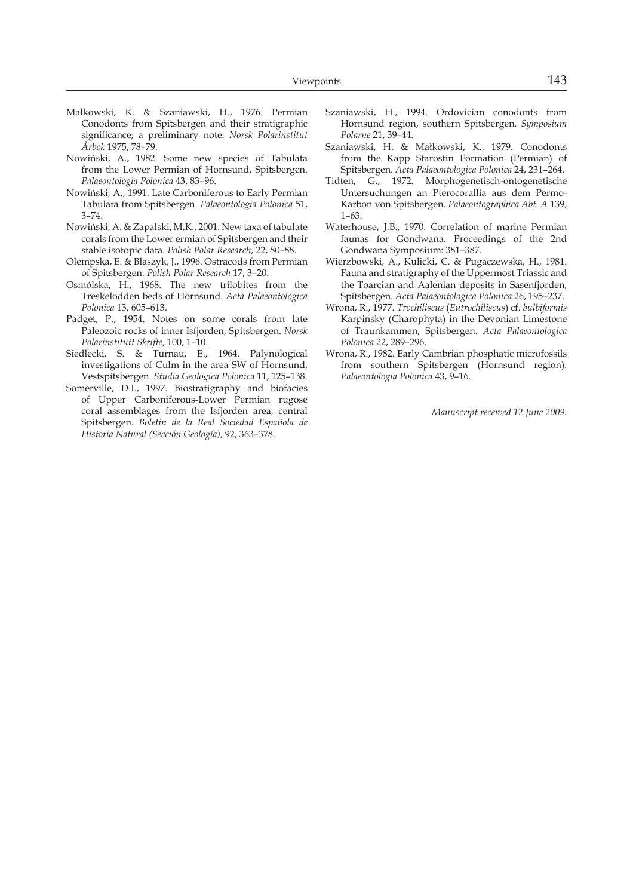Małkowski, K. & Szaniawski, H., 1976. Permian Conodonts from Spitsbergen and their stratigraphic significance; a preliminary note. *Norsk Polarinstitut Årbok* 1975, 78–79.

Nowiński, A., 1982. Some new species of Tabulata from the Lower Permian of Hornsund, Spitsbergen. *Palaeontologia Polonica* 43, 83–96.

Nowiński, A., 1991. Late Carboniferous to Early Permian Tabulata from Spitsbergen. *Palaeontologia Polonica* 51, 3–74.

Nowiński, A. & Zapalski, M.K., 2001. New taxa of tabulate corals from the Lower ermian of Spitsbergen and their stable isotopic data. *Polish Polar Research*, 22, 80–88.

Olempska, E. & Błaszyk, J., 1996. Ostracods from Permian of Spitsbergen. *Polish Polar Research* 17, 3–20.

Osmólska, H., 1968. The new trilobites from the Treskelodden beds of Hornsund. *Acta Palaeontologica Polonica* 13, 605–613.

Padget, P., 1954. Notes on some corals from late Paleozoic rocks of inner Isfjorden, Spitsbergen. *Norsk Polarinstitutt Skrifte*, 100, 1–10.

Siedlecki, S. & Turnau, E., 1964. Palynological investigations of Culm in the area SW of Hornsund, Vestspitsbergen. *Studia Geologica Polonica* 11, 125–138.

Somerville, D.I., 1997. Biostratigraphy and biofacies of Upper Carboniferous-Lower Permian rugose coral assemblages from the Isfjorden area, central Spitsbergen. *Boletin de la Real Sociedad Española de Historia Natural (Sección Geología)*, 92, 363–378.

Szaniawski, H., 1994. Ordovician conodonts from Hornsund region, southern Spitsbergen. *Symposium Polarne* 21, 39–44.

Szaniawski, H. & Małkowski, K., 1979. Conodonts from the Kapp Starostin Formation (Permian) of Spitsbergen. *Acta Palaeontologica Polonica* 24, 231–264.

Tidten, G., 1972. Morphogenetisch-ontogenetische Untersuchungen an Pterocorallia aus dem Permo-Karbon von Spitsbergen. *Palaeontographica Abt. A* 139, 1–63.

Waterhouse, J.B., 1970. Correlation of marine Permian faunas for Gondwana. Proceedings of the 2nd Gondwana Symposium: 381–387.

Wierzbowski, A., Kulicki, C. & Pugaczewska, H., 1981. Fauna and stratigraphy of the Uppermost Triassic and the Toarcian and Aalenian deposits in Sasenfjorden, Spitsbergen. *Acta Palaeontologica Polonica* 26, 195–237.

Wrona, R., 1977. *Trochiliscus* (*Eutrochiliscus*) cf. *bulbiformis* Karpinsky (Charophyta) in the Devonian Limestone of Traunkammen, Spitsbergen. *Acta Palaeontologica Polonica* 22, 289–296.

Wrona, R., 1982. Early Cambrian phosphatic microfossils from southern Spitsbergen (Hornsund region). *Palaeontologia Polonica* 43, 9–16.

*Manuscript received 12 June 2009.*